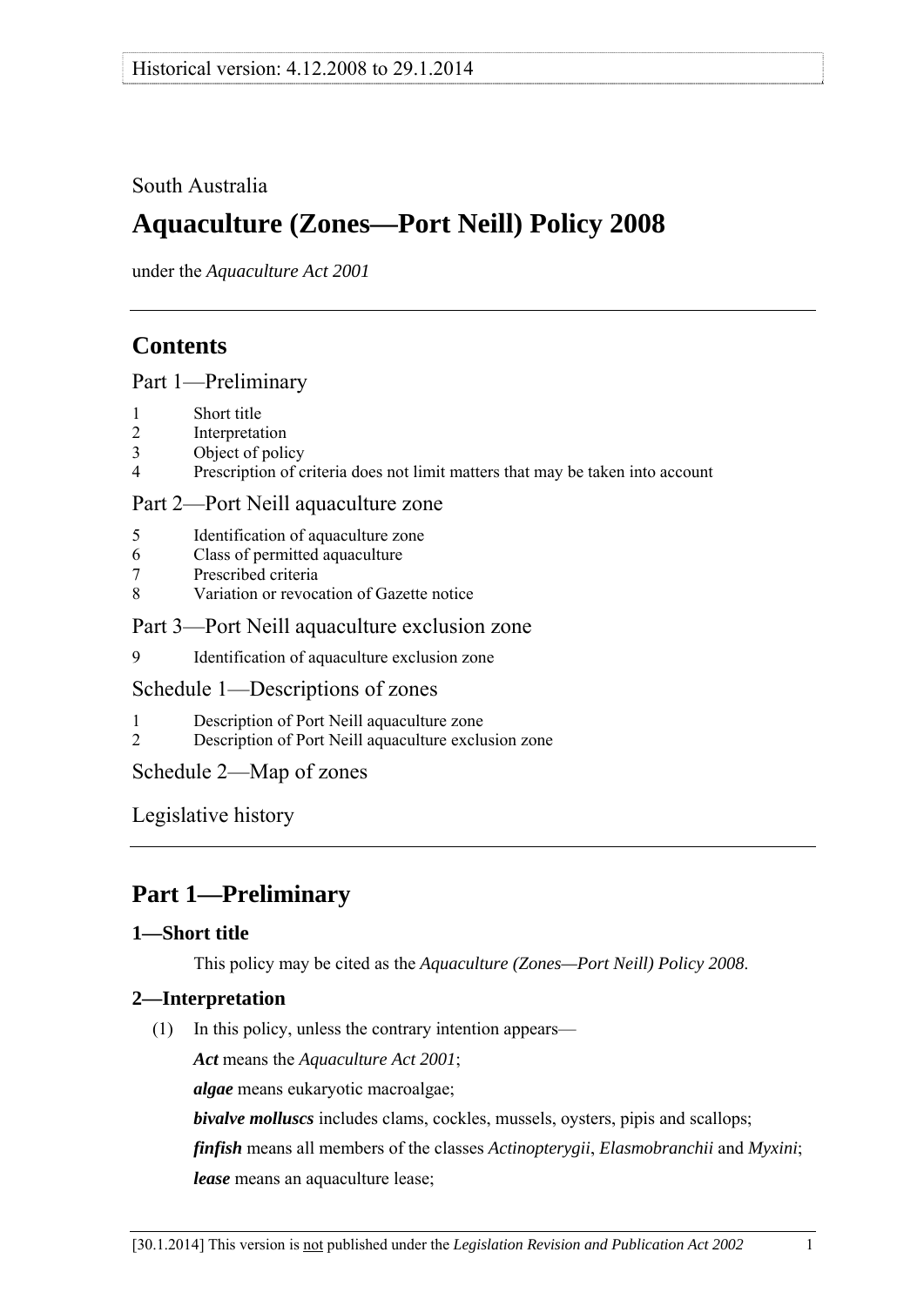South Australia

# Aquaculture (Zones—Port Neill) Policy 2008

under the *Aquaculture Act 2001*

## Contents

Part 1—Preliminary

1 Short title
2 Interpretation
3 Object of policy
4 Prescription of criteria does not limit matters that may be taken into account

Part 2—Port Neill aquaculture zone

5 Identification of aquaculture zone
6 Class of permitted aquaculture
7 Prescribed criteria
8 Variation or revocation of Gazette notice

Part 3—Port Neill aquaculture exclusion zone

9 Identification of aquaculture exclusion zone

Schedule 1—Descriptions of zones

1 Description of Port Neill aquaculture zone
2 Description of Port Neill aquaculture exclusion zone

Schedule 2—Map of zones

Legislative history

## Part 1—Preliminary

### 1—Short title

This policy may be cited as the *Aquaculture (Zones—Port Neill) Policy 2008*.

### 2—Interpretation

(1) In this policy, unless the contrary intention appears—

***Act*** means the *Aquaculture Act 2001*;

***algae*** means eukaryotic macroalgae;

***bivalve molluscs*** includes clams, cockles, mussels, oysters, pipis and scallops;

***finfish*** means all members of the classes *Actinopterygii*, *Elasmobranchii* and *Myxini*;

***lease*** means an aquaculture lease;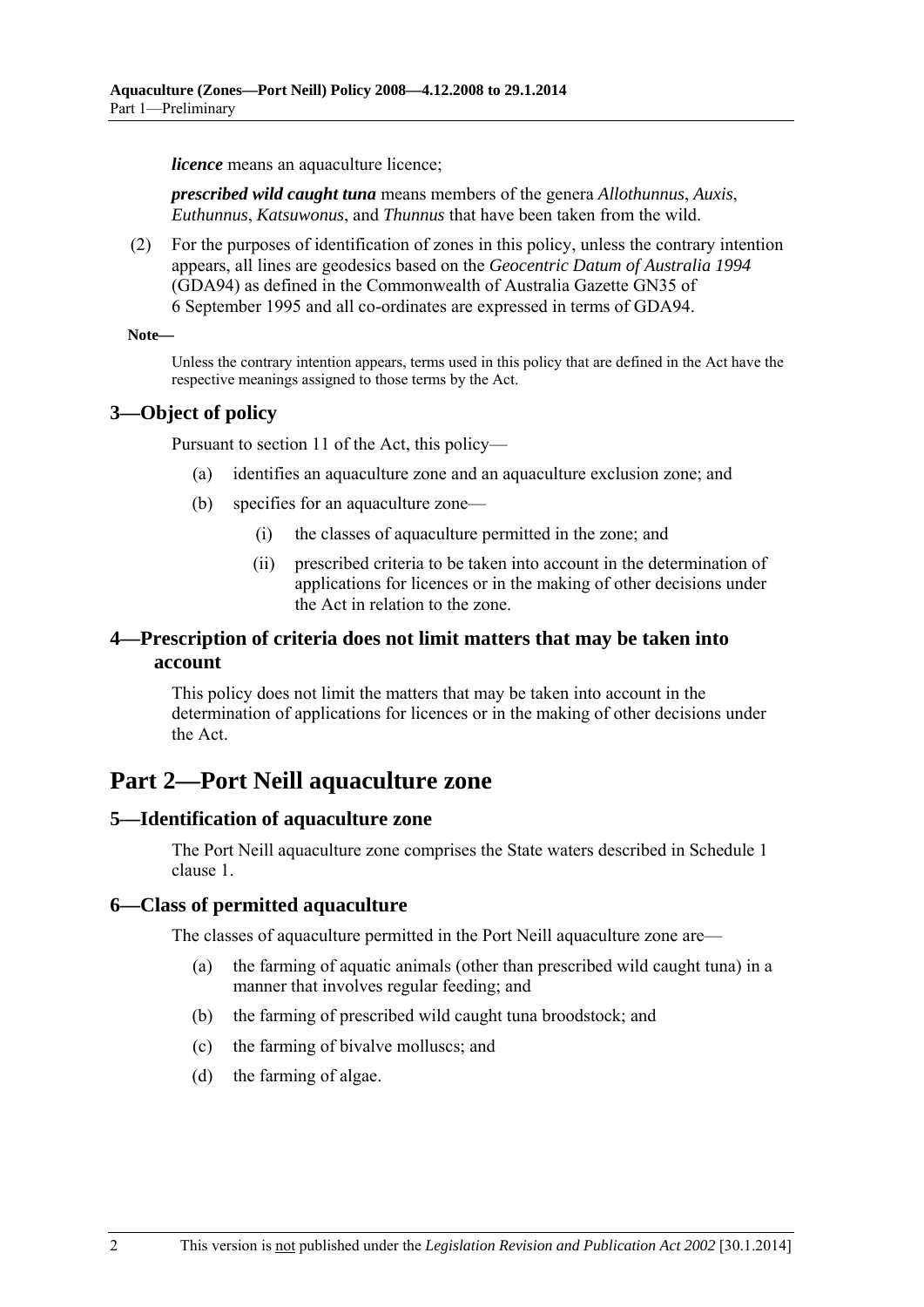***licence*** means an aquaculture licence;

***prescribed wild caught tuna*** means members of the genera *Allothunnus*, *Auxis*, *Euthunnus*, *Katsuwonus*, and *Thunnus* that have been taken from the wild.

(2) For the purposes of identification of zones in this policy, unless the contrary intention appears, all lines are geodesics based on the *Geocentric Datum of Australia 1994* (GDA94) as defined in the Commonwealth of Australia Gazette GN35 of 6 September 1995 and all co-ordinates are expressed in terms of GDA94.

**Note—**

Unless the contrary intention appears, terms used in this policy that are defined in the Act have the respective meanings assigned to those terms by the Act.

### 3—Object of policy

Pursuant to section 11 of the Act, this policy—

(a) identifies an aquaculture zone and an aquaculture exclusion zone; and

(b) specifies for an aquaculture zone—

(i) the classes of aquaculture permitted in the zone; and

(ii) prescribed criteria to be taken into account in the determination of applications for licences or in the making of other decisions under the Act in relation to the zone.

### 4—Prescription of criteria does not limit matters that may be taken into account

This policy does not limit the matters that may be taken into account in the determination of applications for licences or in the making of other decisions under the Act.

## Part 2—Port Neill aquaculture zone

### 5—Identification of aquaculture zone

The Port Neill aquaculture zone comprises the State waters described in Schedule 1 clause 1.

### 6—Class of permitted aquaculture

The classes of aquaculture permitted in the Port Neill aquaculture zone are—

(a) the farming of aquatic animals (other than prescribed wild caught tuna) in a manner that involves regular feeding; and

(b) the farming of prescribed wild caught tuna broodstock; and

(c) the farming of bivalve molluscs; and

(d) the farming of algae.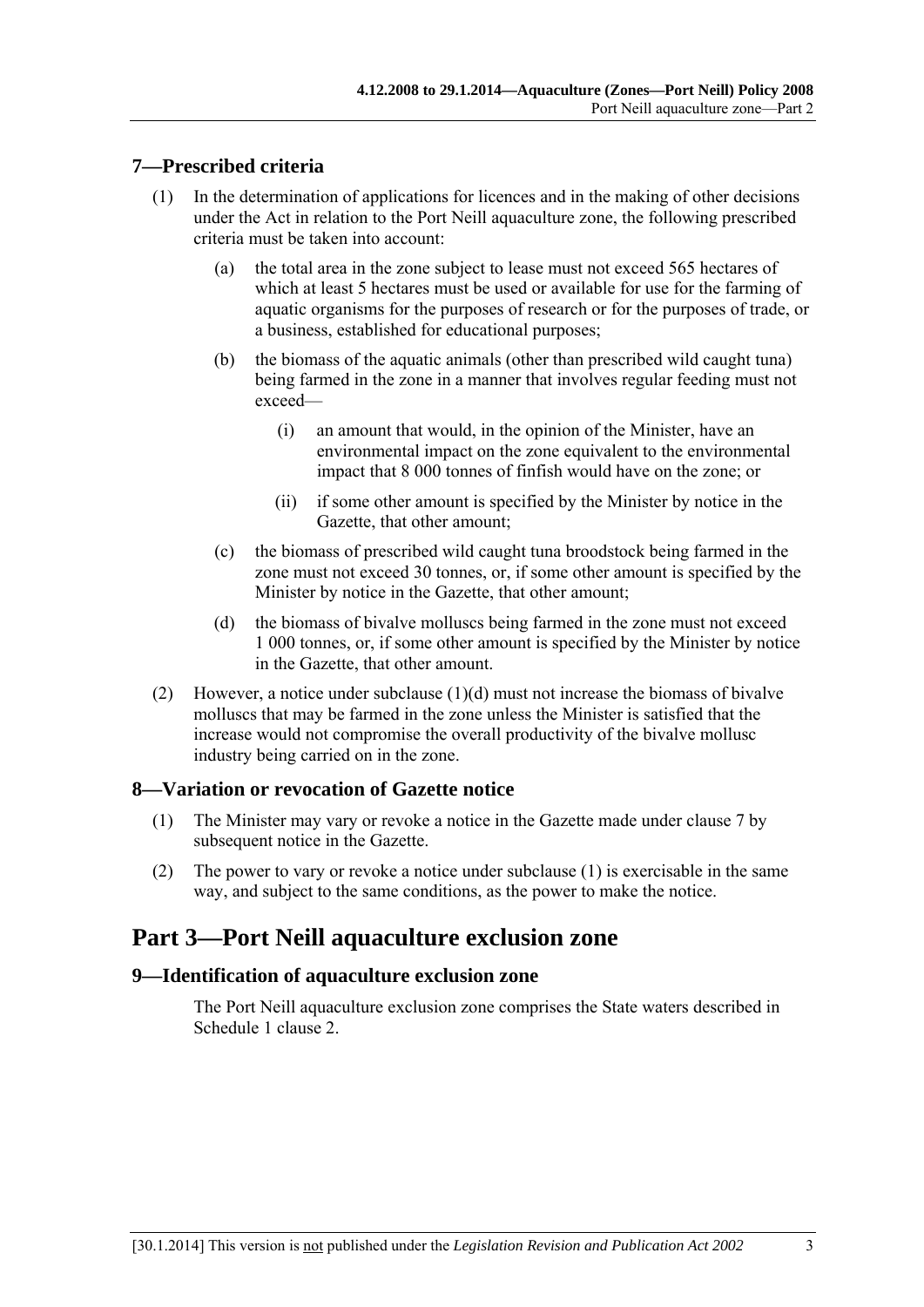## 7—Prescribed criteria

(1) In the determination of applications for licences and in the making of other decisions under the Act in relation to the Port Neill aquaculture zone, the following prescribed criteria must be taken into account:

(a) the total area in the zone subject to lease must not exceed 565 hectares of which at least 5 hectares must be used or available for use for the farming of aquatic organisms for the purposes of research or for the purposes of trade, or a business, established for educational purposes;

(b) the biomass of the aquatic animals (other than prescribed wild caught tuna) being farmed in the zone in a manner that involves regular feeding must not exceed—

(i) an amount that would, in the opinion of the Minister, have an environmental impact on the zone equivalent to the environmental impact that 8 000 tonnes of finfish would have on the zone; or

(ii) if some other amount is specified by the Minister by notice in the Gazette, that other amount;

(c) the biomass of prescribed wild caught tuna broodstock being farmed in the zone must not exceed 30 tonnes, or, if some other amount is specified by the Minister by notice in the Gazette, that other amount;

(d) the biomass of bivalve molluscs being farmed in the zone must not exceed 1 000 tonnes, or, if some other amount is specified by the Minister by notice in the Gazette, that other amount.

(2) However, a notice under subclause (1)(d) must not increase the biomass of bivalve molluscs that may be farmed in the zone unless the Minister is satisfied that the increase would not compromise the overall productivity of the bivalve mollusc industry being carried on in the zone.

## 8—Variation or revocation of Gazette notice

(1) The Minister may vary or revoke a notice in the Gazette made under clause 7 by subsequent notice in the Gazette.

(2) The power to vary or revoke a notice under subclause (1) is exercisable in the same way, and subject to the same conditions, as the power to make the notice.

# Part 3—Port Neill aquaculture exclusion zone

## 9—Identification of aquaculture exclusion zone

The Port Neill aquaculture exclusion zone comprises the State waters described in Schedule 1 clause 2.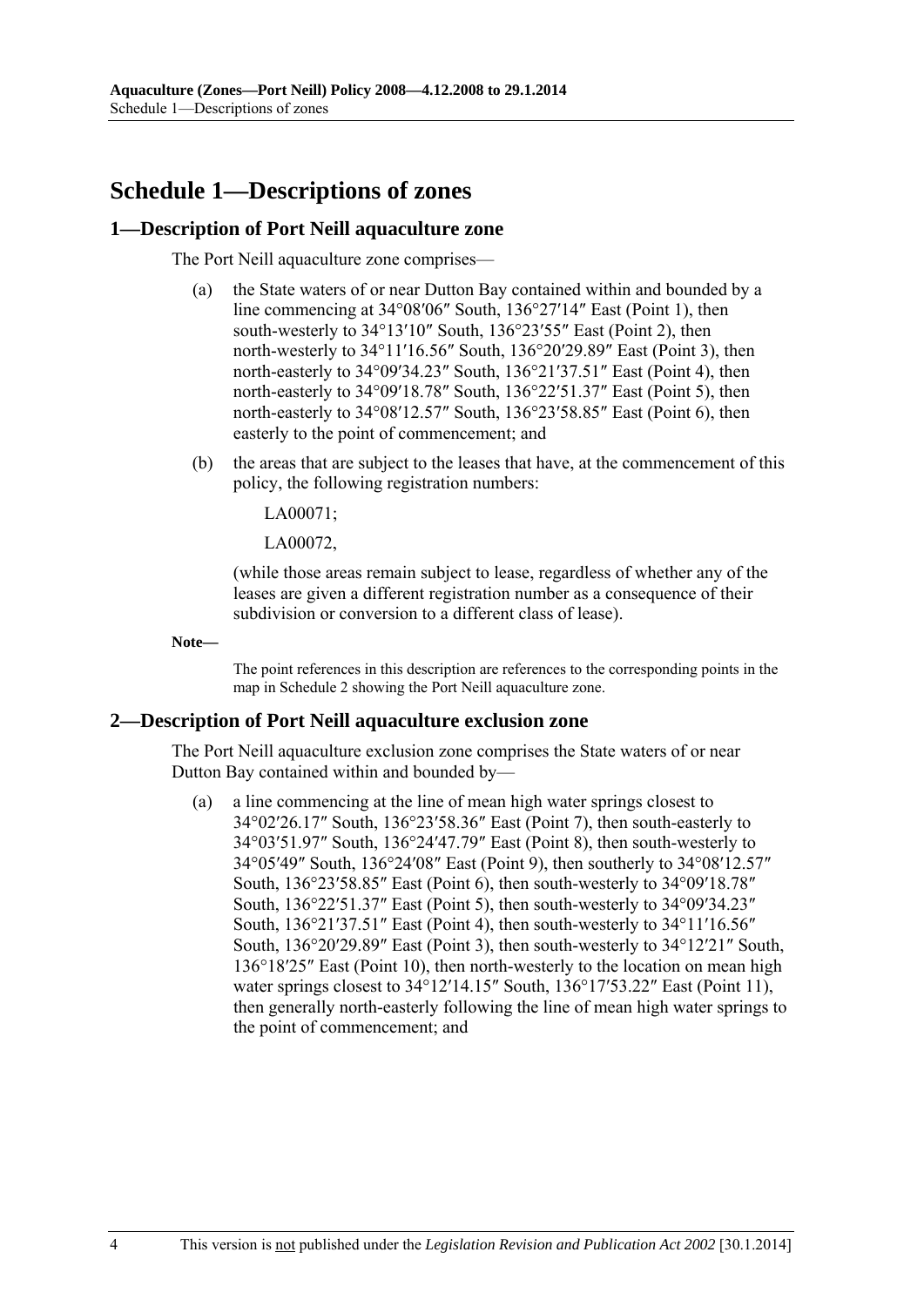# Schedule 1—Descriptions of zones

## 1—Description of Port Neill aquaculture zone

The Port Neill aquaculture zone comprises—

(a) the State waters of or near Dutton Bay contained within and bounded by a line commencing at 34°08′06″ South, 136°27′14″ East (Point 1), then south-westerly to 34°13′10″ South, 136°23′55″ East (Point 2), then north-westerly to 34°11′16.56″ South, 136°20′29.89″ East (Point 3), then north-easterly to 34°09′34.23″ South, 136°21′37.51″ East (Point 4), then north-easterly to 34°09′18.78″ South, 136°22′51.37″ East (Point 5), then north-easterly to 34°08′12.57″ South, 136°23′58.85″ East (Point 6), then easterly to the point of commencement; and

(b) the areas that are subject to the leases that have, at the commencement of this policy, the following registration numbers:

LA00071;

LA00072,

(while those areas remain subject to lease, regardless of whether any of the leases are given a different registration number as a consequence of their subdivision or conversion to a different class of lease).

**Note—**

The point references in this description are references to the corresponding points in the map in Schedule 2 showing the Port Neill aquaculture zone.

## 2—Description of Port Neill aquaculture exclusion zone

The Port Neill aquaculture exclusion zone comprises the State waters of or near Dutton Bay contained within and bounded by—

(a) a line commencing at the line of mean high water springs closest to 34°02′26.17″ South, 136°23′58.36″ East (Point 7), then south-easterly to 34°03′51.97″ South, 136°24′47.79″ East (Point 8), then south-westerly to 34°05′49″ South, 136°24′08″ East (Point 9), then southerly to 34°08′12.57″ South, 136°23′58.85″ East (Point 6), then south-westerly to 34°09′18.78″ South, 136°22′51.37″ East (Point 5), then south-westerly to 34°09′34.23″ South, 136°21′37.51″ East (Point 4), then south-westerly to 34°11′16.56″ South, 136°20′29.89″ East (Point 3), then south-westerly to 34°12′21″ South, 136°18′25″ East (Point 10), then north-westerly to the location on mean high water springs closest to 34°12′14.15″ South, 136°17′53.22″ East (Point 11), then generally north-easterly following the line of mean high water springs to the point of commencement; and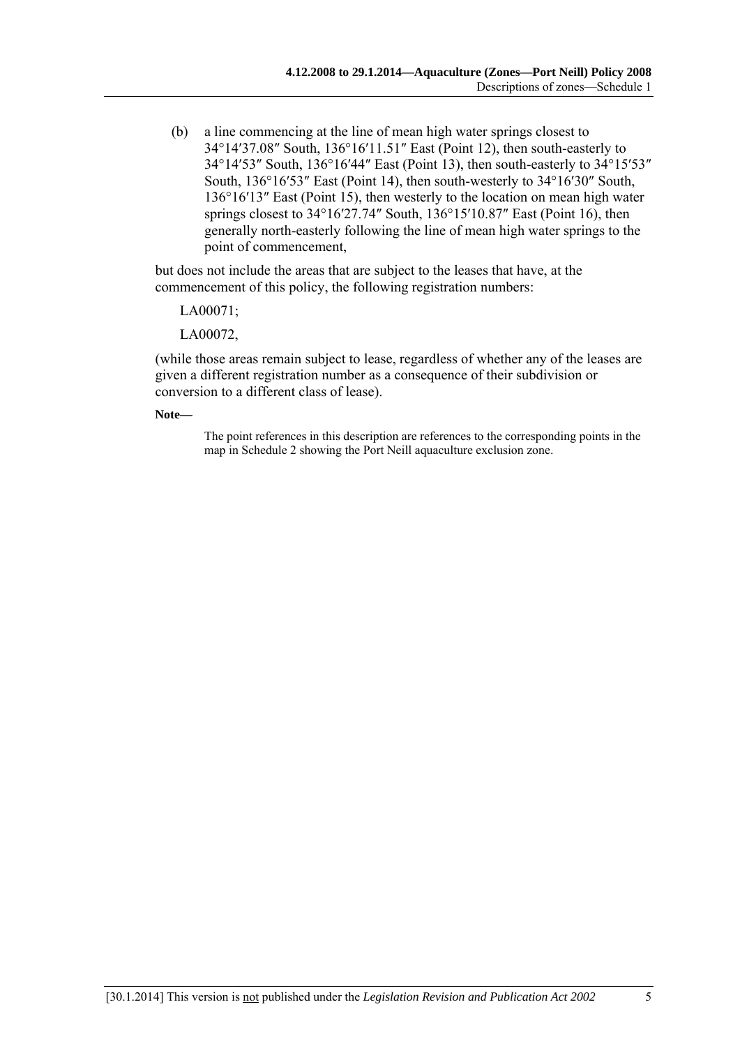(b) a line commencing at the line of mean high water springs closest to 34°14′37.08″ South, 136°16′11.51″ East (Point 12), then south-easterly to 34°14′53″ South, 136°16′44″ East (Point 13), then south-easterly to 34°15′53″ South, 136°16′53″ East (Point 14), then south-westerly to 34°16′30″ South, 136°16′13″ East (Point 15), then westerly to the location on mean high water springs closest to 34°16′27.74″ South, 136°15′10.87″ East (Point 16), then generally north-easterly following the line of mean high water springs to the point of commencement,

but does not include the areas that are subject to the leases that have, at the commencement of this policy, the following registration numbers:

LA00071;

LA00072,

(while those areas remain subject to lease, regardless of whether any of the leases are given a different registration number as a consequence of their subdivision or conversion to a different class of lease).

**Note—**

The point references in this description are references to the corresponding points in the map in Schedule 2 showing the Port Neill aquaculture exclusion zone.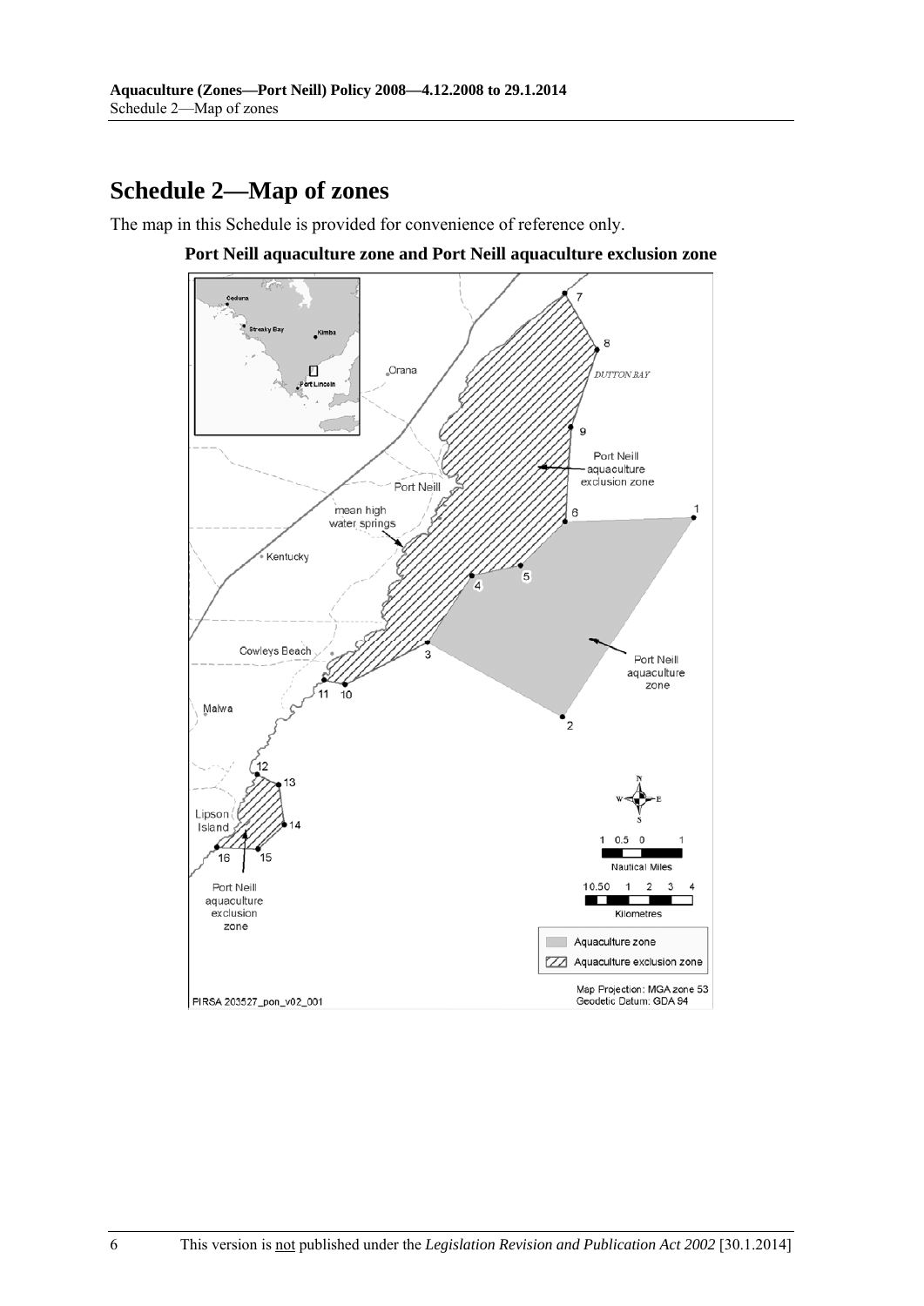## Schedule 2—Map of zones

The map in this Schedule is provided for convenience of reference only.

**Port Neill aquaculture zone and Port Neill aquaculture exclusion zone**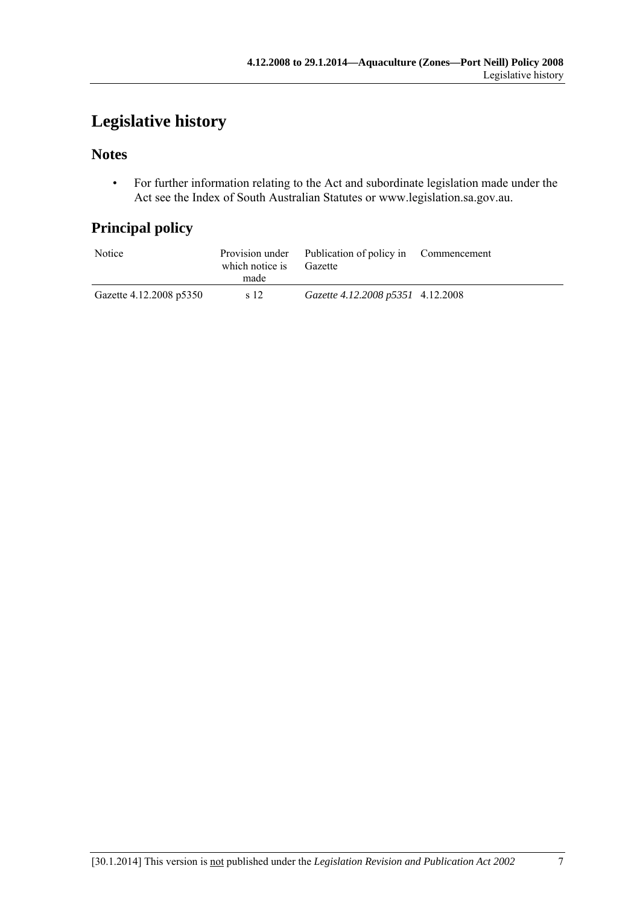# Legislative history

## Notes

- For further information relating to the Act and subordinate legislation made under the Act see the Index of South Australian Statutes or www.legislation.sa.gov.au.

## Principal policy

| Notice | Provision under which notice is made | Publication of policy in Gazette | Commencement |
|---|---|---|---|
| Gazette 4.12.2008 p5350 | s 12 | *Gazette 4.12.2008 p5351* | 4.12.2008 |